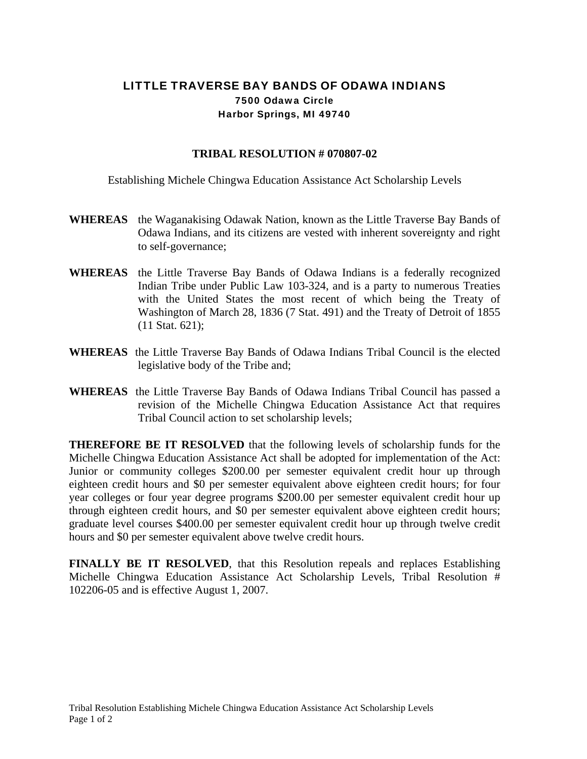# LITTLE TRAVERSE BAY BANDS OF ODAWA INDIANS

**7500 Odawa Circle**
**Harbor Springs, MI 49740**

## TRIBAL RESOLUTION # 070807-02

Establishing Michele Chingwa Education Assistance Act Scholarship Levels

**WHEREAS** the Waganakising Odawak Nation, known as the Little Traverse Bay Bands of Odawa Indians, and its citizens are vested with inherent sovereignty and right to self-governance;

**WHEREAS** the Little Traverse Bay Bands of Odawa Indians is a federally recognized Indian Tribe under Public Law 103-324, and is a party to numerous Treaties with the United States the most recent of which being the Treaty of Washington of March 28, 1836 (7 Stat. 491) and the Treaty of Detroit of 1855 (11 Stat. 621);

**WHEREAS** the Little Traverse Bay Bands of Odawa Indians Tribal Council is the elected legislative body of the Tribe and;

**WHEREAS** the Little Traverse Bay Bands of Odawa Indians Tribal Council has passed a revision of the Michelle Chingwa Education Assistance Act that requires Tribal Council action to set scholarship levels;

**THEREFORE BE IT RESOLVED** that the following levels of scholarship funds for the Michelle Chingwa Education Assistance Act shall be adopted for implementation of the Act: Junior or community colleges $200.00 per semester equivalent credit hour up through eighteen credit hours and $0 per semester equivalent above eighteen credit hours; for four year colleges or four year degree programs $200.00 per semester equivalent credit hour up through eighteen credit hours, and $0 per semester equivalent above eighteen credit hours; graduate level courses $400.00 per semester equivalent credit hour up through twelve credit hours and $0 per semester equivalent above twelve credit hours.

**FINALLY BE IT RESOLVED**, that this Resolution repeals and replaces Establishing Michelle Chingwa Education Assistance Act Scholarship Levels, Tribal Resolution # 102206-05 and is effective August 1, 2007.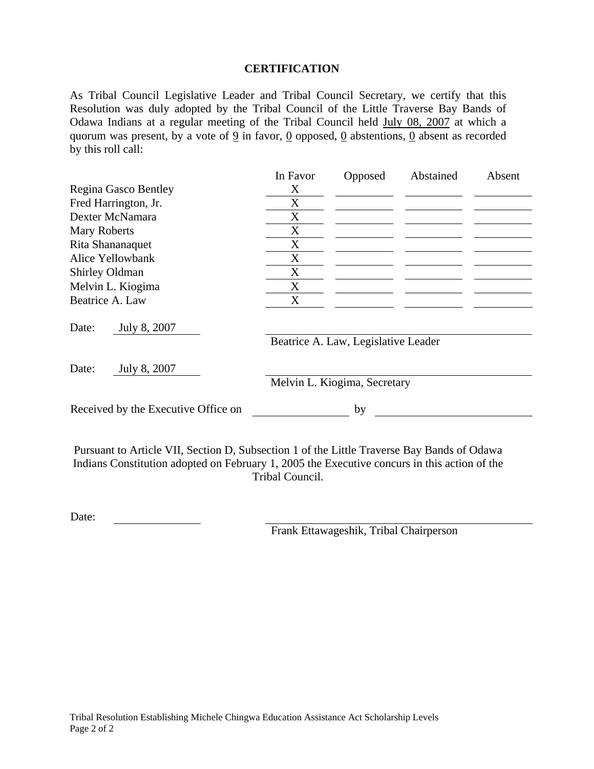**CERTIFICATION**

As Tribal Council Legislative Leader and Tribal Council Secretary, we certify that this Resolution was duly adopted by the Tribal Council of the Little Traverse Bay Bands of Odawa Indians at a regular meeting of the Tribal Council held July 08, 2007 at which a quorum was present, by a vote of 9 in favor, 0 opposed, 0 abstentions, 0 absent as recorded by this roll call:

| | In Favor | Opposed | Abstained | Absent |
|---|---|---|---|---|
| Regina Gasco Bentley | X | | | |
| Fred Harrington, Jr. | X | | | |
| Dexter McNamara | X | | | |
| Mary Roberts | X | | | |
| Rita Shananaquet | X | | | |
| Alice Yellowbank | X | | | |
| Shirley Oldman | X | | | |
| Melvin L. Kiogima | X | | | |
| Beatrice A. Law | X | | | |

Date: July 8, 2007

Beatrice A. Law, Legislative Leader

Date: July 8, 2007

Melvin L. Kiogima, Secretary

Received by the Executive Office on ______________ by ______________________

Pursuant to Article VII, Section D, Subsection 1 of the Little Traverse Bay Bands of Odawa Indians Constitution adopted on February 1, 2005 the Executive concurs in this action of the Tribal Council.

Date: ______________

Frank Ettawageshik, Tribal Chairperson

Tribal Resolution Establishing Michele Chingwa Education Assistance Act Scholarship Levels